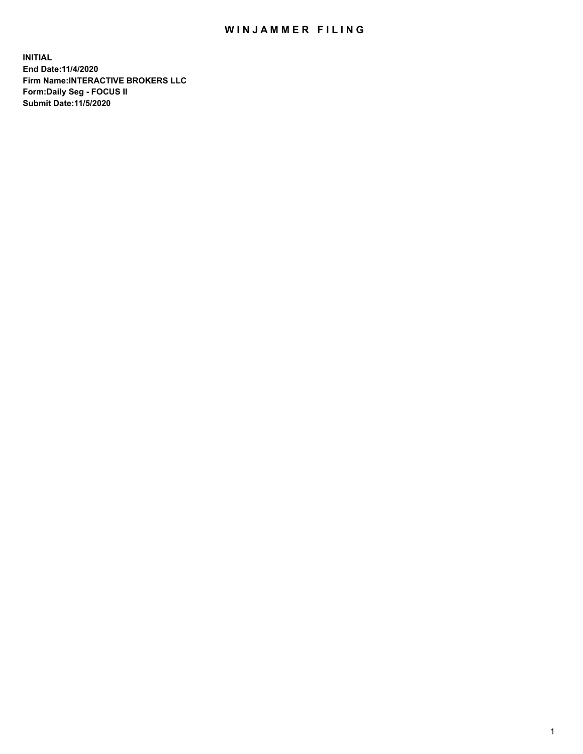# WINJAMMER FILING

**INITIAL**
**End Date:11/4/2020**
**Firm Name:INTERACTIVE BROKERS LLC**
**Form:Daily Seg - FOCUS II**
**Submit Date:11/5/2020**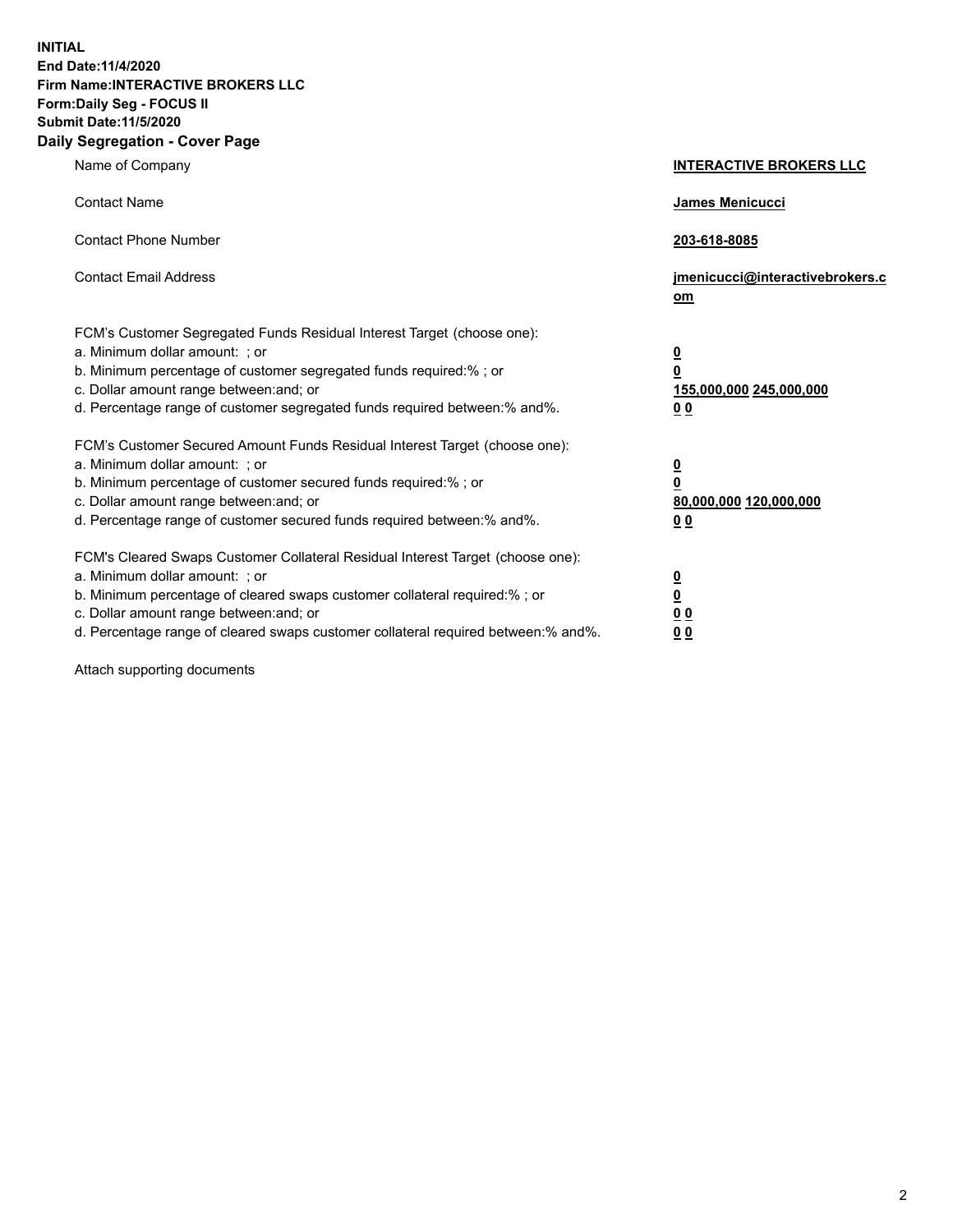**INITIAL**
**End Date:11/4/2020**
**Firm Name:INTERACTIVE BROKERS LLC**
**Form:Daily Seg - FOCUS II**
**Submit Date:11/5/2020**

## Daily Segregation - Cover Page

| | |
|---|---|
| Name of Company | **INTERACTIVE BROKERS LLC** |
| Contact Name | **James Menicucci** |
| Contact Phone Number | **203-618-8085** |
| Contact Email Address | **jmenicucci@interactivebrokers.com** |

| | |
|---|---|
| FCM's Customer Segregated Funds Residual Interest Target (choose one): | |
| a. Minimum dollar amount: ; or | **0** |
| b. Minimum percentage of customer segregated funds required:% ; or | **0** |
| c. Dollar amount range between:and; or | **155,000,000** **245,000,000** |
| d. Percentage range of customer segregated funds required between:% and%. | **0** **0** |
| FCM's Customer Secured Amount Funds Residual Interest Target (choose one): | |
| a. Minimum dollar amount: ; or | **0** |
| b. Minimum percentage of customer secured funds required:% ; or | **0** |
| c. Dollar amount range between:and; or | **80,000,000** **120,000,000** |
| d. Percentage range of customer secured funds required between:% and%. | **0** **0** |
| FCM's Cleared Swaps Customer Collateral Residual Interest Target (choose one): | |
| a. Minimum dollar amount: ; or | **0** |
| b. Minimum percentage of cleared swaps customer collateral required:% ; or | **0** |
| c. Dollar amount range between:and; or | **0** **0** |
| d. Percentage range of cleared swaps customer collateral required between:% and%. | **0** **0** |

Attach supporting documents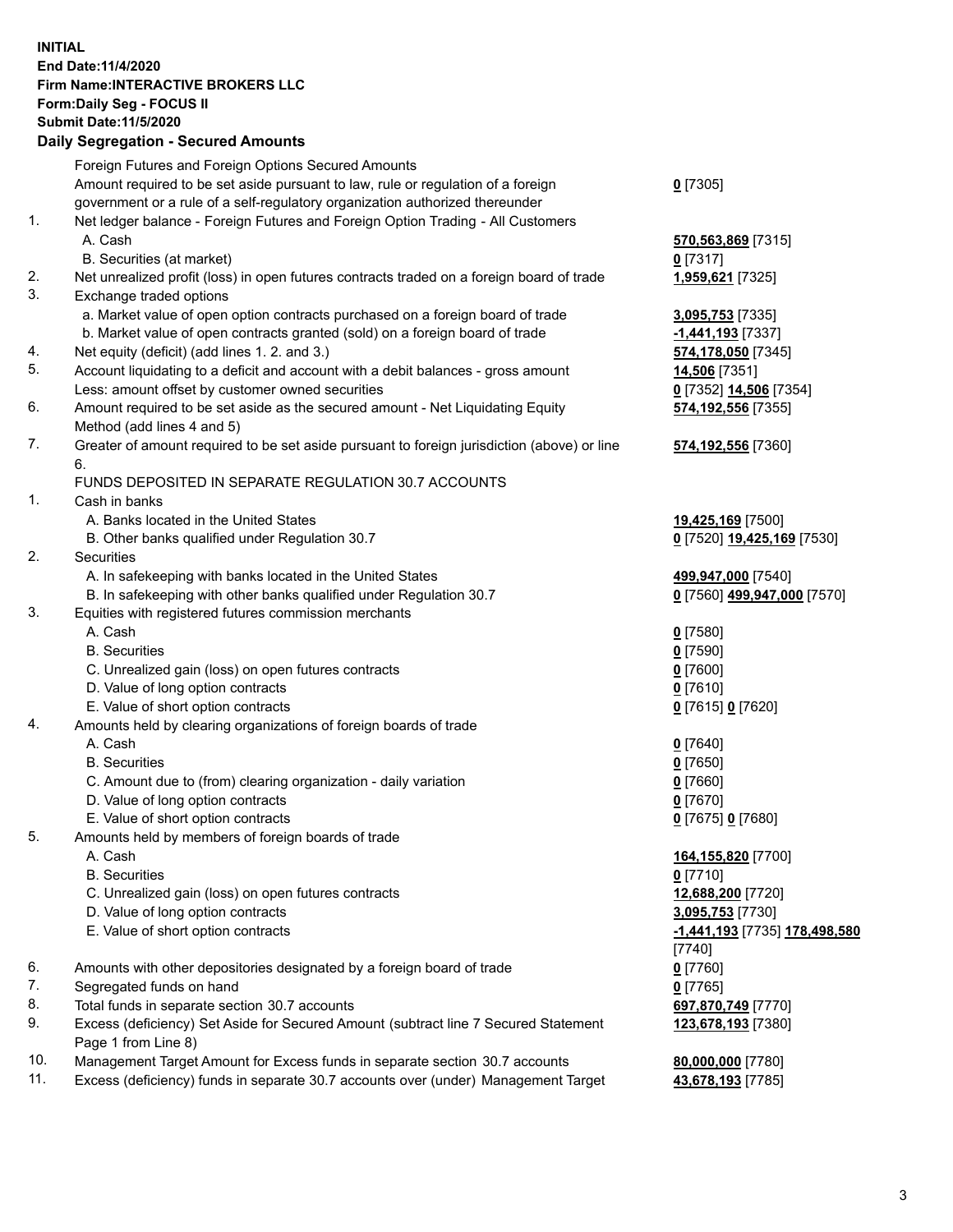**INITIAL**
**End Date:11/4/2020**
**Firm Name:INTERACTIVE BROKERS LLC**
**Form:Daily Seg - FOCUS II**
**Submit Date:11/5/2020**

## Daily Segregation - Secured Amounts

| | | |
|---|---|---|
| | Foreign Futures and Foreign Options Secured Amounts | |
| | Amount required to be set aside pursuant to law, rule or regulation of a foreign government or a rule of a self-regulatory organization authorized thereunder | **0** [7305] |
| 1. | Net ledger balance - Foreign Futures and Foreign Option Trading - All Customers | |
| | A. Cash | **570,563,869** [7315] |
| | B. Securities (at market) | **0** [7317] |
| 2. | Net unrealized profit (loss) in open futures contracts traded on a foreign board of trade | **1,959,621** [7325] |
| 3. | Exchange traded options | |
| | a. Market value of open option contracts purchased on a foreign board of trade | **3,095,753** [7335] |
| | b. Market value of open contracts granted (sold) on a foreign board of trade | **-1,441,193** [7337] |
| 4. | Net equity (deficit) (add lines 1. 2. and 3.) | **574,178,050** [7345] |
| 5. | Account liquidating to a deficit and account with a debit balances - gross amount | **14,506** [7351] |
| | Less: amount offset by customer owned securities | **0** [7352] **14,506** [7354] |
| 6. | Amount required to be set aside as the secured amount - Net Liquidating Equity Method (add lines 4 and 5) | **574,192,556** [7355] |
| 7. | Greater of amount required to be set aside pursuant to foreign jurisdiction (above) or line 6. | **574,192,556** [7360] |
| | FUNDS DEPOSITED IN SEPARATE REGULATION 30.7 ACCOUNTS | |
| 1. | Cash in banks | |
| | A. Banks located in the United States | **19,425,169** [7500] |
| | B. Other banks qualified under Regulation 30.7 | **0** [7520] **19,425,169** [7530] |
| 2. | Securities | |
| | A. In safekeeping with banks located in the United States | **499,947,000** [7540] |
| | B. In safekeeping with other banks qualified under Regulation 30.7 | **0** [7560] **499,947,000** [7570] |
| 3. | Equities with registered futures commission merchants | |
| | A. Cash | **0** [7580] |
| | B. Securities | **0** [7590] |
| | C. Unrealized gain (loss) on open futures contracts | **0** [7600] |
| | D. Value of long option contracts | **0** [7610] |
| | E. Value of short option contracts | **0** [7615] **0** [7620] |
| 4. | Amounts held by clearing organizations of foreign boards of trade | |
| | A. Cash | **0** [7640] |
| | B. Securities | **0** [7650] |
| | C. Amount due to (from) clearing organization - daily variation | **0** [7660] |
| | D. Value of long option contracts | **0** [7670] |
| | E. Value of short option contracts | **0** [7675] **0** [7680] |
| 5. | Amounts held by members of foreign boards of trade | |
| | A. Cash | **164,155,820** [7700] |
| | B. Securities | **0** [7710] |
| | C. Unrealized gain (loss) on open futures contracts | **12,688,200** [7720] |
| | D. Value of long option contracts | **3,095,753** [7730] |
| | E. Value of short option contracts | **-1,441,193** [7735] **178,498,580** [7740] |
| 6. | Amounts with other depositories designated by a foreign board of trade | **0** [7760] |
| 7. | Segregated funds on hand | **0** [7765] |
| 8. | Total funds in separate section 30.7 accounts | **697,870,749** [7770] |
| 9. | Excess (deficiency) Set Aside for Secured Amount (subtract line 7 Secured Statement Page 1 from Line 8) | **123,678,193** [7380] |
| 10. | Management Target Amount for Excess funds in separate section 30.7 accounts | **80,000,000** [7780] |
| 11. | Excess (deficiency) funds in separate 30.7 accounts over (under) Management Target | **43,678,193** [7785] |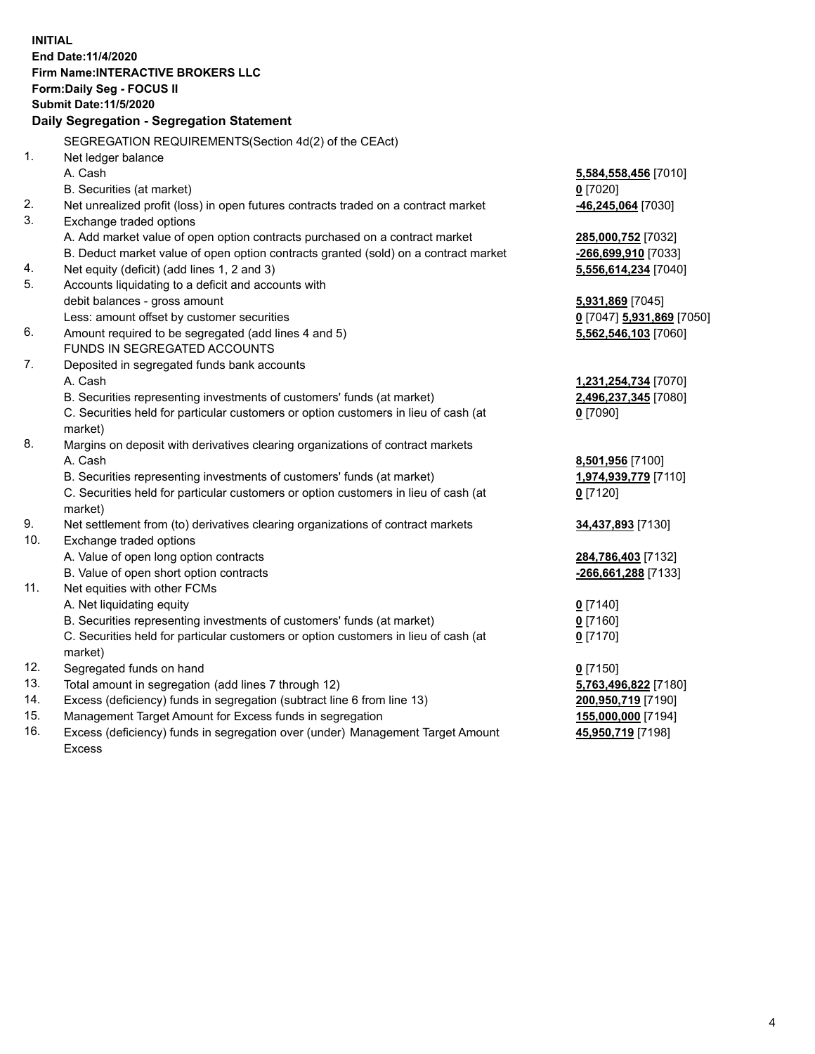**INITIAL**
**End Date:11/4/2020**
**Firm Name:INTERACTIVE BROKERS LLC**
**Form:Daily Seg - FOCUS II**
**Submit Date:11/5/2020**

**Daily Segregation - Segregation Statement**

| | | |
|---|---|---|
| | SEGREGATION REQUIREMENTS(Section 4d(2) of the CEAct) | |
| 1. | Net ledger balance | |
| | A. Cash | **5,584,558,456** [7010] |
| | B. Securities (at market) | **0** [7020] |
| 2. | Net unrealized profit (loss) in open futures contracts traded on a contract market | **-46,245,064** [7030] |
| 3. | Exchange traded options | |
| | A. Add market value of open option contracts purchased on a contract market | **285,000,752** [7032] |
| | B. Deduct market value of open option contracts granted (sold) on a contract market | **-266,699,910** [7033] |
| 4. | Net equity (deficit) (add lines 1, 2 and 3) | **5,556,614,234** [7040] |
| 5. | Accounts liquidating to a deficit and accounts with debit balances - gross amount | **5,931,869** [7045] |
| | Less: amount offset by customer securities | **0** [7047] **5,931,869** [7050] |
| 6. | Amount required to be segregated (add lines 4 and 5) | **5,562,546,103** [7060] |
| | FUNDS IN SEGREGATED ACCOUNTS | |
| 7. | Deposited in segregated funds bank accounts | |
| | A. Cash | **1,231,254,734** [7070] |
| | B. Securities representing investments of customers' funds (at market) | **2,496,237,345** [7080] |
| | C. Securities held for particular customers or option customers in lieu of cash (at market) | **0** [7090] |
| 8. | Margins on deposit with derivatives clearing organizations of contract markets | |
| | A. Cash | **8,501,956** [7100] |
| | B. Securities representing investments of customers' funds (at market) | **1,974,939,779** [7110] |
| | C. Securities held for particular customers or option customers in lieu of cash (at market) | **0** [7120] |
| 9. | Net settlement from (to) derivatives clearing organizations of contract markets | **34,437,893** [7130] |
| 10. | Exchange traded options | |
| | A. Value of open long option contracts | **284,786,403** [7132] |
| | B. Value of open short option contracts | **-266,661,288** [7133] |
| 11. | Net equities with other FCMs | |
| | A. Net liquidating equity | **0** [7140] |
| | B. Securities representing investments of customers' funds (at market) | **0** [7160] |
| | C. Securities held for particular customers or option customers in lieu of cash (at market) | **0** [7170] |
| 12. | Segregated funds on hand | **0** [7150] |
| 13. | Total amount in segregation (add lines 7 through 12) | **5,763,496,822** [7180] |
| 14. | Excess (deficiency) funds in segregation (subtract line 6 from line 13) | **200,950,719** [7190] |
| 15. | Management Target Amount for Excess funds in segregation | **155,000,000** [7194] |
| 16. | Excess (deficiency) funds in segregation over (under) Management Target Amount Excess | **45,950,719** [7198] |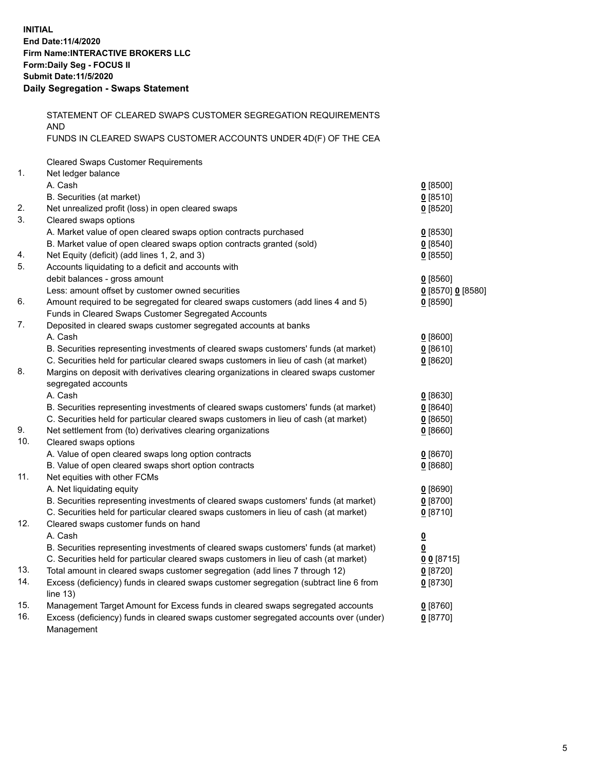**INITIAL**
**End Date:11/4/2020**
**Firm Name:INTERACTIVE BROKERS LLC**
**Form:Daily Seg - FOCUS II**
**Submit Date:11/5/2020**
**Daily Segregation - Swaps Statement**

STATEMENT OF CLEARED SWAPS CUSTOMER SEGREGATION REQUIREMENTS AND FUNDS IN CLEARED SWAPS CUSTOMER ACCOUNTS UNDER 4D(F) OF THE CEA

| | | |
|---|---|---|
| | Cleared Swaps Customer Requirements | |
| 1. | Net ledger balance | |
| | A. Cash | 0 [8500] |
| | B. Securities (at market) | 0 [8510] |
| 2. | Net unrealized profit (loss) in open cleared swaps | 0 [8520] |
| 3. | Cleared swaps options | |
| | A. Market value of open cleared swaps option contracts purchased | 0 [8530] |
| | B. Market value of open cleared swaps option contracts granted (sold) | 0 [8540] |
| 4. | Net Equity (deficit) (add lines 1, 2, and 3) | 0 [8550] |
| 5. | Accounts liquidating to a deficit and accounts with debit balances - gross amount | 0 [8560] |
| | Less: amount offset by customer owned securities | 0 [8570] 0 [8580] |
| 6. | Amount required to be segregated for cleared swaps customers (add lines 4 and 5) | 0 [8590] |
| | Funds in Cleared Swaps Customer Segregated Accounts | |
| 7. | Deposited in cleared swaps customer segregated accounts at banks | |
| | A. Cash | 0 [8600] |
| | B. Securities representing investments of cleared swaps customers' funds (at market) | 0 [8610] |
| | C. Securities held for particular cleared swaps customers in lieu of cash (at market) | 0 [8620] |
| 8. | Margins on deposit with derivatives clearing organizations in cleared swaps customer segregated accounts | |
| | A. Cash | 0 [8630] |
| | B. Securities representing investments of cleared swaps customers' funds (at market) | 0 [8640] |
| | C. Securities held for particular cleared swaps customers in lieu of cash (at market) | 0 [8650] |
| 9. | Net settlement from (to) derivatives clearing organizations | 0 [8660] |
| 10. | Cleared swaps options | |
| | A. Value of open cleared swaps long option contracts | 0 [8670] |
| | B. Value of open cleared swaps short option contracts | 0 [8680] |
| 11. | Net equities with other FCMs | |
| | A. Net liquidating equity | 0 [8690] |
| | B. Securities representing investments of cleared swaps customers' funds (at market) | 0 [8700] |
| | C. Securities held for particular cleared swaps customers in lieu of cash (at market) | 0 [8710] |
| 12. | Cleared swaps customer funds on hand | |
| | A. Cash | 0 |
| | B. Securities representing investments of cleared swaps customers' funds (at market) | 0 |
| | C. Securities held for particular cleared swaps customers in lieu of cash (at market) | 0 0 [8715] |
| 13. | Total amount in cleared swaps customer segregation (add lines 7 through 12) | 0 [8720] |
| 14. | Excess (deficiency) funds in cleared swaps customer segregation (subtract line 6 from line 13) | 0 [8730] |
| 15. | Management Target Amount for Excess funds in cleared swaps segregated accounts | 0 [8760] |
| 16. | Excess (deficiency) funds in cleared swaps customer segregated accounts over (under) Management | 0 [8770] |